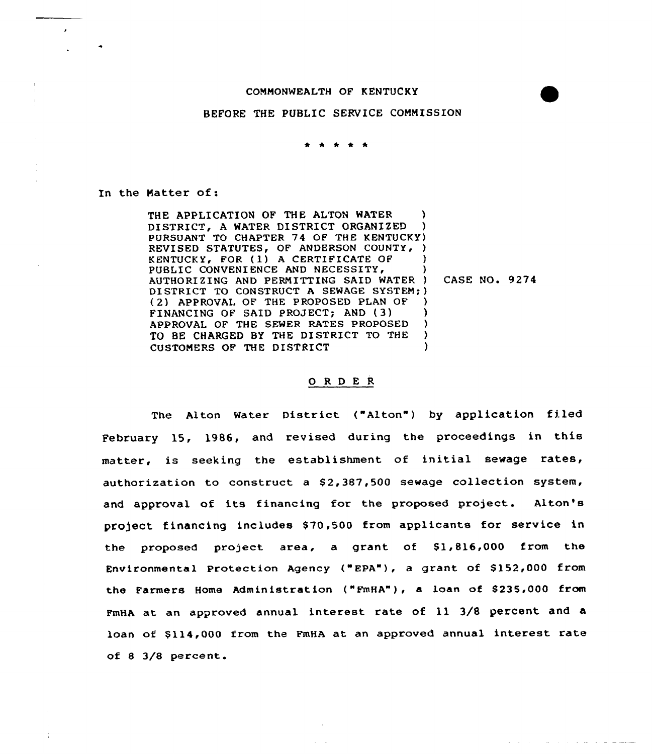COMMONWEALTH OF KENTUCKY

BEFORE THE PUBLIC SERVICE COMMISSION

\* \* \* \* \*

In the Matter of:

| | |
|---|---|
| THE APPLICATION OF THE ALTON WATER DISTRICT, A WATER DISTRICT ORGANIZED PURSUANT TO CHAPTER 74 OF THE KENTUCKY REVISED STATUTES, OF ANDERSON COUNTY, KENTUCKY, FOR (1) A CERTIFICATE OF PUBLIC CONVENIENCE AND NECESSITY, AUTHORIZING AND PERMITTING SAID WATER DISTRICT TO CONSTRUCT A SEWAGE SYSTEM; (2) APPROVAL OF THE PROPOSED PLAN OF FINANCING OF SAID PROJECT; AND (3) APPROVAL OF THE SEWER RATES PROPOSED TO BE CHARGED BY THE DISTRICT TO THE CUSTOMERS OF THE DISTRICT | CASE NO. 9274 |

## O R D E R

The Alton Water District ("Alton") by application filed February 15, 1986, and revised during the proceedings in this matter, is seeking the establishment of initial sewage rates, authorization to construct a $2,387,500 sewage collection system, and approval of its financing for the proposed project. Alton's project financing includes $70,500 from applicants for service in the proposed project area, a grant of $1,816,000 from the Environmental Protection Agency ("EPA"), a grant of $152,000 from the Farmers Home Administration ("FmHA"), a loan of $235,000 from FmHA at an approved annual interest rate of 11 3/8 percent and a loan of $114,000 from the FmHA at an approved annual interest rate of 8 3/8 percent.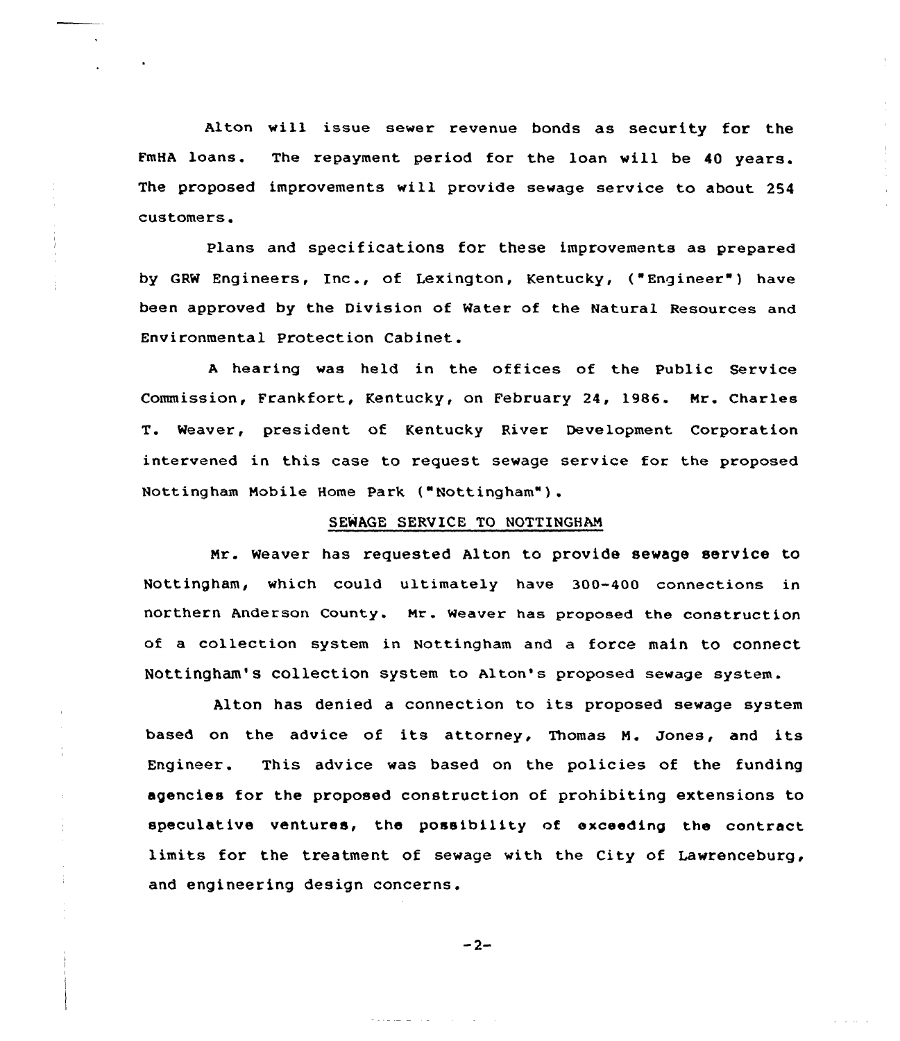Alton will issue sewer revenue bonds as security for the FmHA loans. The repayment period for the loan will be 40 years. The proposed improvements will provide sewage service to about 254 customers.

Plans and specifications for these improvements as prepared by GRW Engineers, Inc., of Lexington, Kentucky, ("Engineer") have been approved by the Division of Water of the Natural Resources and Environmental Protection Cabinet.

A hearing was held in the offices of the Public Service Commission, Frankfort, Kentucky, on February 24, 1986. Mr. Charles T. Weaver, president of Kentucky River Development Corporation intervened in this case to request sewage service for the proposed Nottingham Mobile Home Park ("Nottingham").

## SEWAGE SERVICE TO NOTTINGHAM

Mr. Weaver has requested Alton to provide sewage service to Nottingham, which could ultimately have 300-400 connections in northern Anderson County. Mr. Weaver has proposed the construction of a collection system in Nottingham and a force main to connect Nottingham's collection system to Alton's proposed sewage system.

Alton has denied a connection to its proposed sewage system based on the advice of its attorney, Thomas M. Jones, and its Engineer. This advice was based on the policies of the funding agencies for the proposed construction of prohibiting extensions to speculative ventures, the possibility of exceeding the contract limits for the treatment of sewage with the City of Lawrenceburg, and engineering design concerns.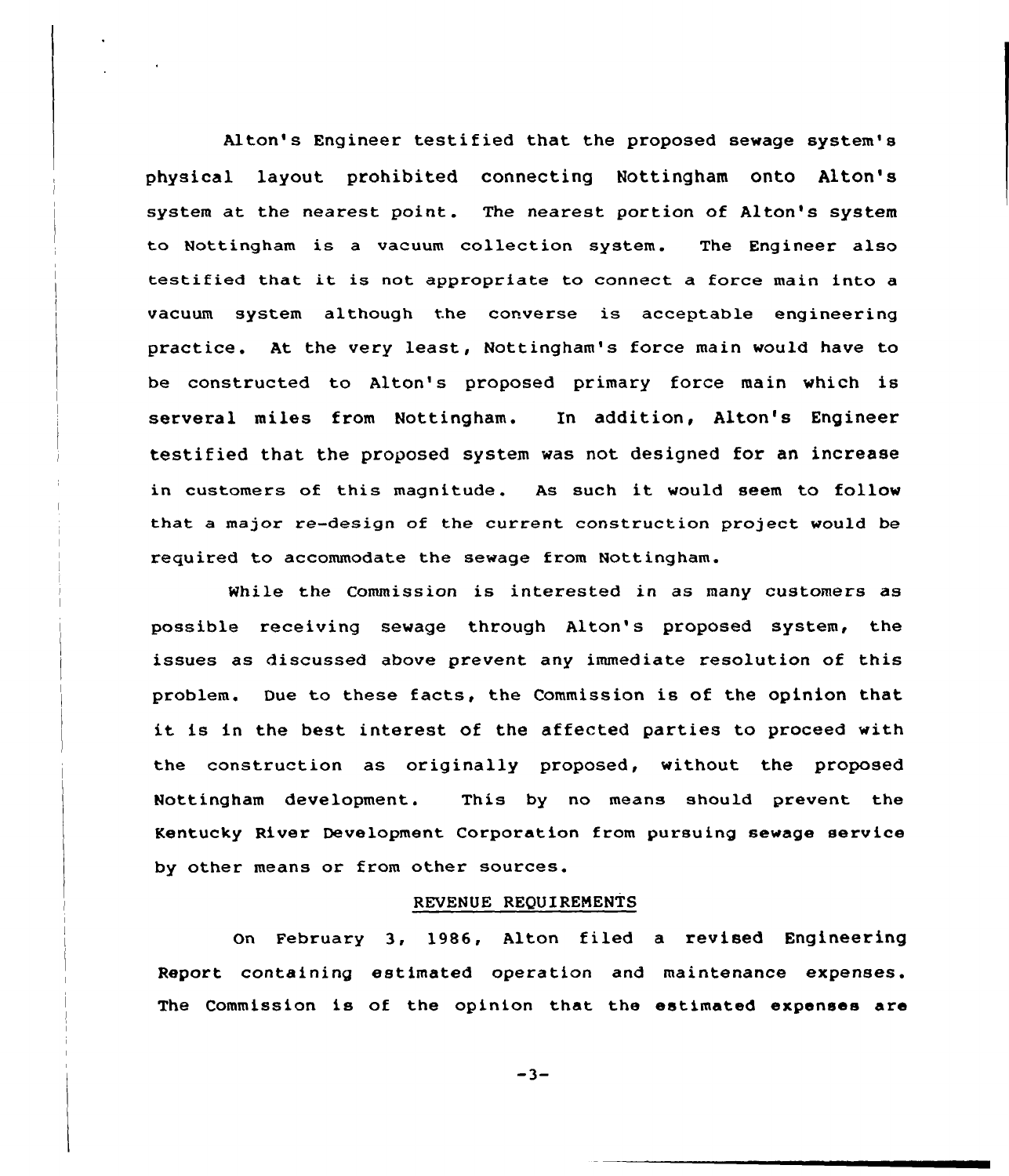Alton's Engineer testified that the proposed sewage system's physical layout prohibited connecting Nottingham onto Alton's system at the nearest point. The nearest portion of Alton's system to Nottingham is a vacuum collection system. The Engineer also testified that it is not appropriate to connect a force main into a vacuum system although the converse is acceptable engineering practice. At the very least, Nottingham's force main would have to be constructed to Alton's proposed primary force main which is serveral miles from Nottingham. In addition, Alton's Engineer testified that the proposed system was not designed for an increase in customers of this magnitude. As such it would seem to follow that a major re-design of the current construction project would be required to accommodate the sewage from Nottingham.

While the Commission is interested in as many customers as possible receiving sewage through Alton's proposed system, the issues as discussed above prevent any immediate resolution of this problem. Due to these facts, the Commission is of the opinion that it is in the best interest of the affected parties to proceed with the construction as originally proposed, without the proposed Nottingham development. This by no means should prevent the Kentucky River Development Corporation from pursuing sewage service by other means or from other sources.

## REVENUE REQUIREMENTS

On February 3, 1986, Alton filed a revised Engineering Report containing estimated operation and maintenance expenses. The Commission is of the opinion that the estimated expenses are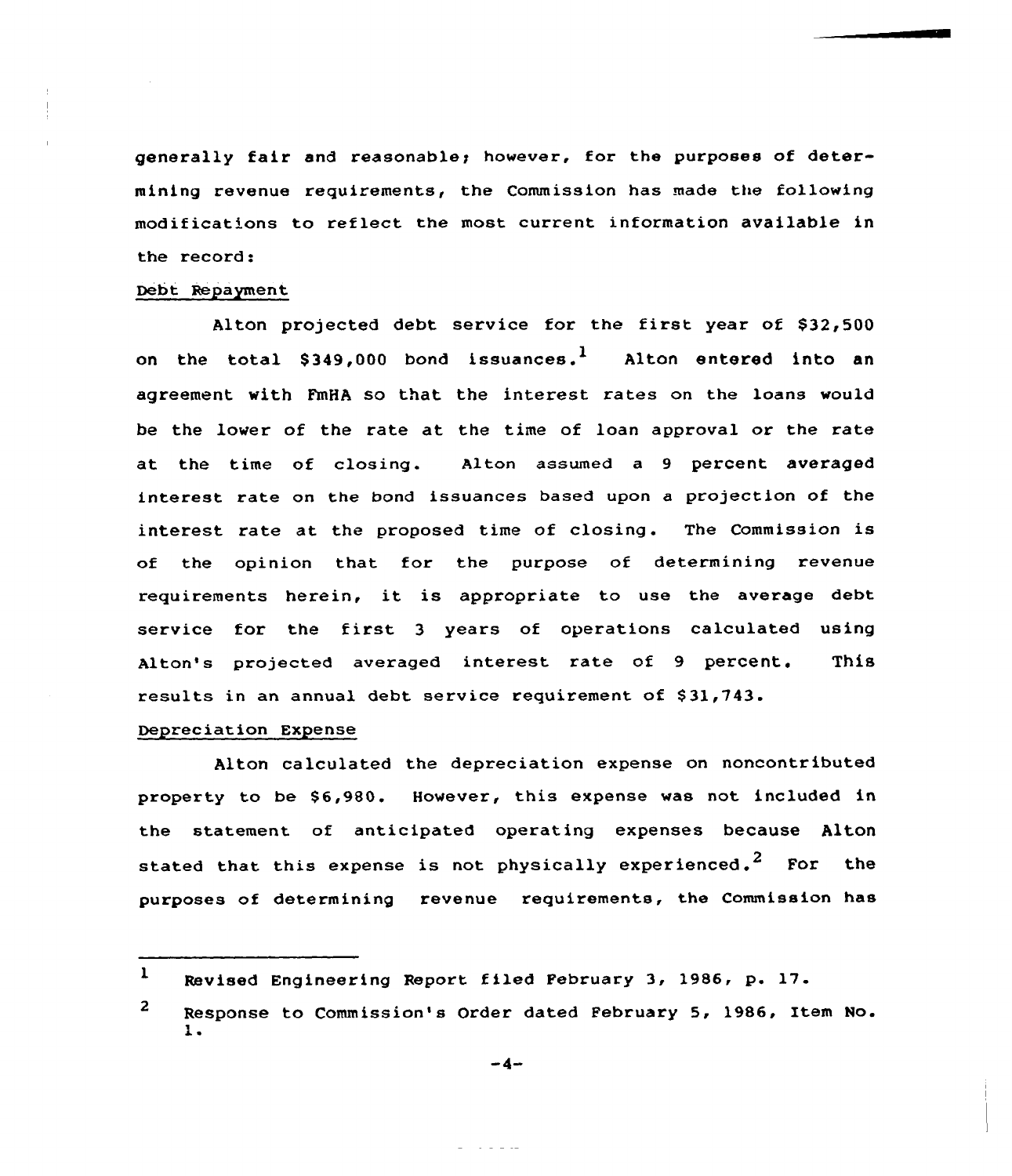generally fair and reasonable; however, for the purposes of determining revenue requirements, the Commission has made the following modifications to reflect the most current information available in the record:

Debt Repayment

Alton projected debt service for the first year of $32,500 on the total $349,000 bond issuances.[1] Alton entered into an agreement with FmHA so that the interest rates on the loans would be the lower of the rate at the time of loan approval or the rate at the time of closing. Alton assumed a 9 percent averaged interest rate on the bond issuances based upon a projection of the interest rate at the proposed time of closing. The Commission is of the opinion that for the purpose of determining revenue requirements herein, it is appropriate to use the average debt service for the first 3 years of operations calculated using Alton's projected averaged interest rate of 9 percent. This results in an annual debt service requirement of $31,743.

Depreciation Expense

Alton calculated the depreciation expense on noncontributed property to be $6,980. However, this expense was not included in the statement of anticipated operating expenses because Alton stated that this expense is not physically experienced.[2] For the purposes of determining revenue requirements, the Commission has

---

[1] Revised Engineering Report filed February 3, 1986, p. 17.

[2] Response to Commission's Order dated February 5, 1986, Item No. 1.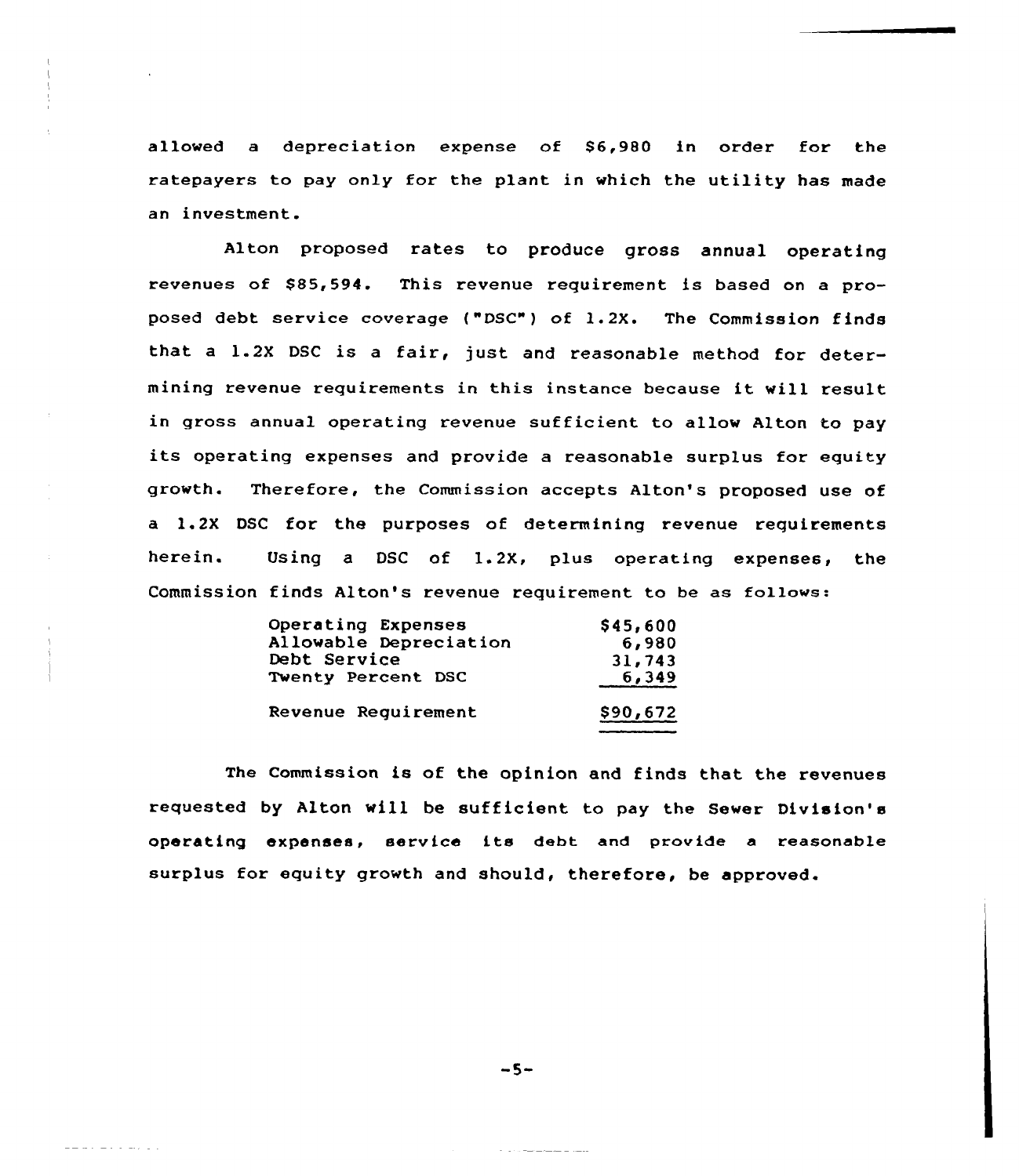allowed a depreciation expense of $6,980 in order for the ratepayers to pay only for the plant in which the utility has made an investment.

Alton proposed rates to produce gross annual operating revenues of $85,594. This revenue requirement is based on a proposed debt service coverage ("DSC") of 1.2X. The Commission finds that a 1.2X DSC is a fair, just and reasonable method for determining revenue requirements in this instance because it will result in gross annual operating revenue sufficient to allow Alton to pay its operating expenses and provide a reasonable surplus for equity growth. Therefore, the Commission accepts Alton's proposed use of a 1.2X DSC for the purposes of determining revenue requirements herein. Using a DSC of 1.2X, plus operating expenses, the Commission finds Alton's revenue requirement to be as follows:

| | |
|---|---|
| Operating Expenses | $45,600 |
| Allowable Depreciation | 6,980 |
| Debt Service | 31,743 |
| Twenty Percent DSC | 6,349 |
| Revenue Requirement | $90,672 |

The Commission is of the opinion and finds that the revenues requested by Alton will be sufficient to pay the Sewer Division's operating expenses, service its debt and provide a reasonable surplus for equity growth and should, therefore, be approved.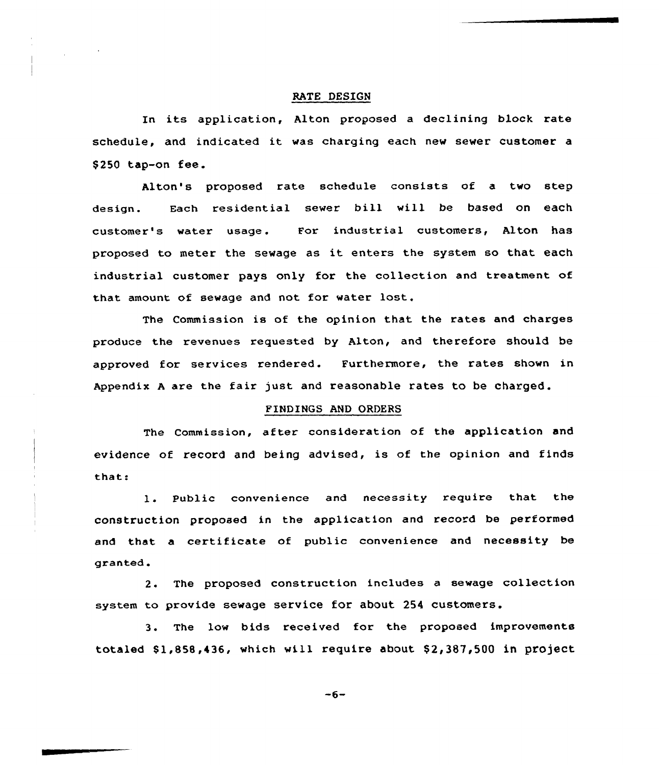## RATE DESIGN

In its application, Alton proposed a declining block rate schedule, and indicated it was charging each new sewer customer a $250 tap-on fee.

Alton's proposed rate schedule consists of a two step design. Each residential sewer bill will be based on each customer's water usage. For industrial customers, Alton has proposed to meter the sewage as it enters the system so that each industrial customer pays only for the collection and treatment of that amount of sewage and not for water lost.

The Commission is of the opinion that the rates and charges produce the revenues requested by Alton, and therefore should be approved for services rendered. Furthermore, the rates shown in Appendix A are the fair just and reasonable rates to be charged.

## FINDINGS AND ORDERS

The Commission, after consideration of the application and evidence of record and being advised, is of the opinion and finds that:

1. Public convenience and necessity require that the construction proposed in the application and record be performed and that a certificate of public convenience and necessity be granted.

2. The proposed construction includes a sewage collection system to provide sewage service for about 254 customers.

3. The low bids received for the proposed improvements totaled $1,858,436, which will require about $2,387,500 in project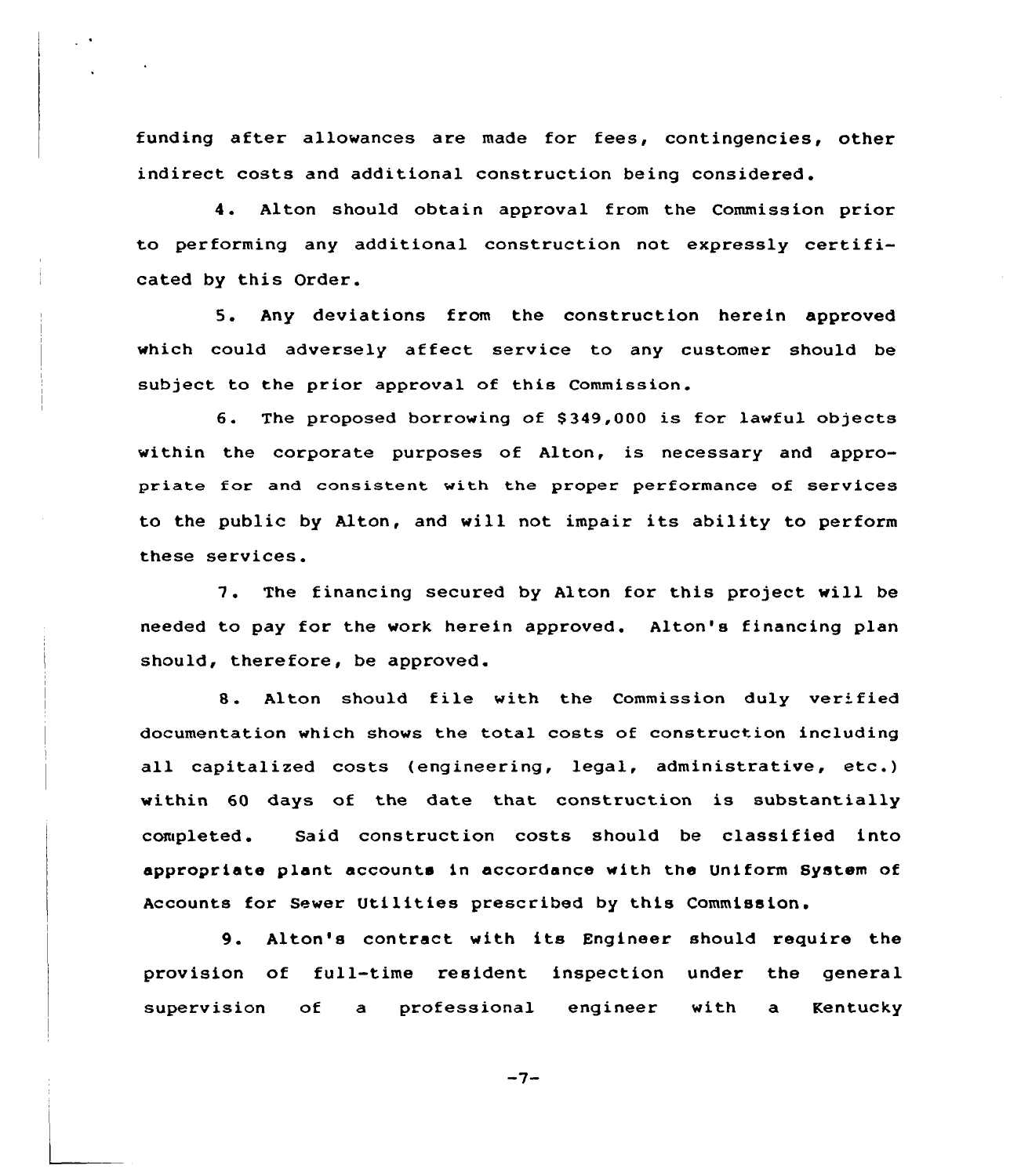funding after allowances are made for fees, contingencies, other indirect costs and additional construction being considered.

4. Alton should obtain approval from the Commission prior to performing any additional construction not expressly certificated by this Order.

5. Any deviations from the construction herein approved which could adversely affect service to any customer should be subject to the prior approval of this Commission.

6. The proposed borrowing of $349,000 is for lawful objects within the corporate purposes of Alton, is necessary and appropriate for and consistent with the proper performance of services to the public by Alton, and will not impair its ability to perform these services.

7. The financing secured by Alton for this project will be needed to pay for the work herein approved. Alton's financing plan should, therefore, be approved.

8. Alton should file with the Commission duly verified documentation which shows the total costs of construction including all capitalized costs (engineering, legal, administrative, etc.) within 60 days of the date that construction is substantially completed. Said construction costs should be classified into appropriate plant accounts in accordance with the Uniform System of Accounts for Sewer Utilities prescribed by this Commission.

9. Alton's contract with its Engineer should require the provision of full-time resident inspection under the general supervision of a professional engineer with a Kentucky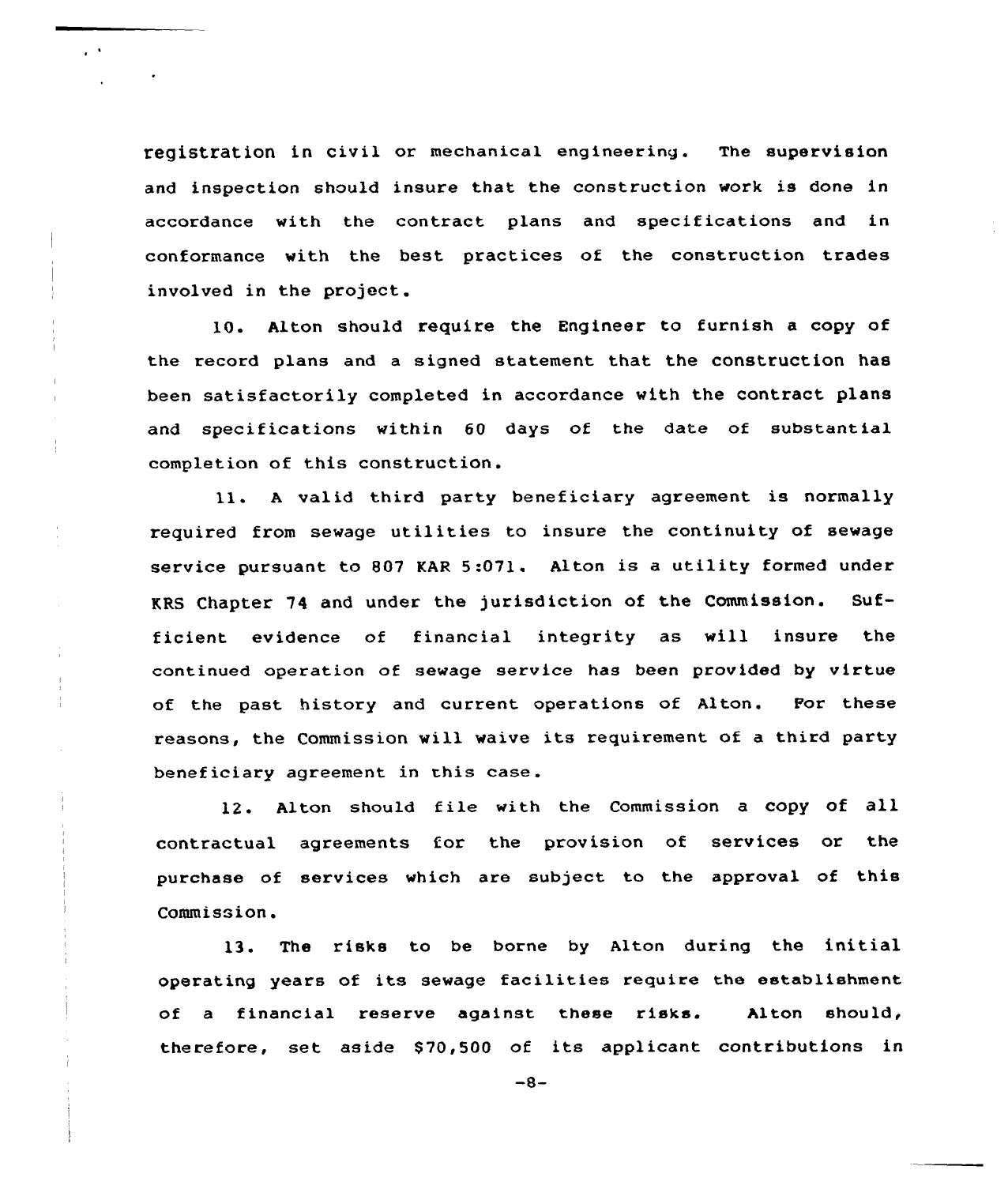registration in civil or mechanical engineering. The supervision and inspection should insure that the construction work is done in accordance with the contract plans and specifications and in conformance with the best practices of the construction trades involved in the project.

10. Alton should require the Engineer to furnish a copy of the record plans and a signed statement that the construction has been satisfactorily completed in accordance with the contract plans and specifications within 60 days of the date of substantial completion of this construction.

11. A valid third party beneficiary agreement is normally required from sewage utilities to insure the continuity of sewage service pursuant to 807 KAR 5:071. Alton is a utility formed under KRS Chapter 74 and under the jurisdiction of the Commission. Sufficient evidence of financial integrity as will insure the continued operation of sewage service has been provided by virtue of the past history and current operations of Alton. For these reasons, the Commission will waive its requirement of a third party beneficiary agreement in this case.

12. Alton should file with the Commission a copy of all contractual agreements for the provision of services or the purchase of services which are subject to the approval of this Commission.

13. The risks to be borne by Alton during the initial operating years of its sewage facilities require the establishment of a financial reserve against these risks. Alton should, therefore, set aside $70,500 of its applicant contributions in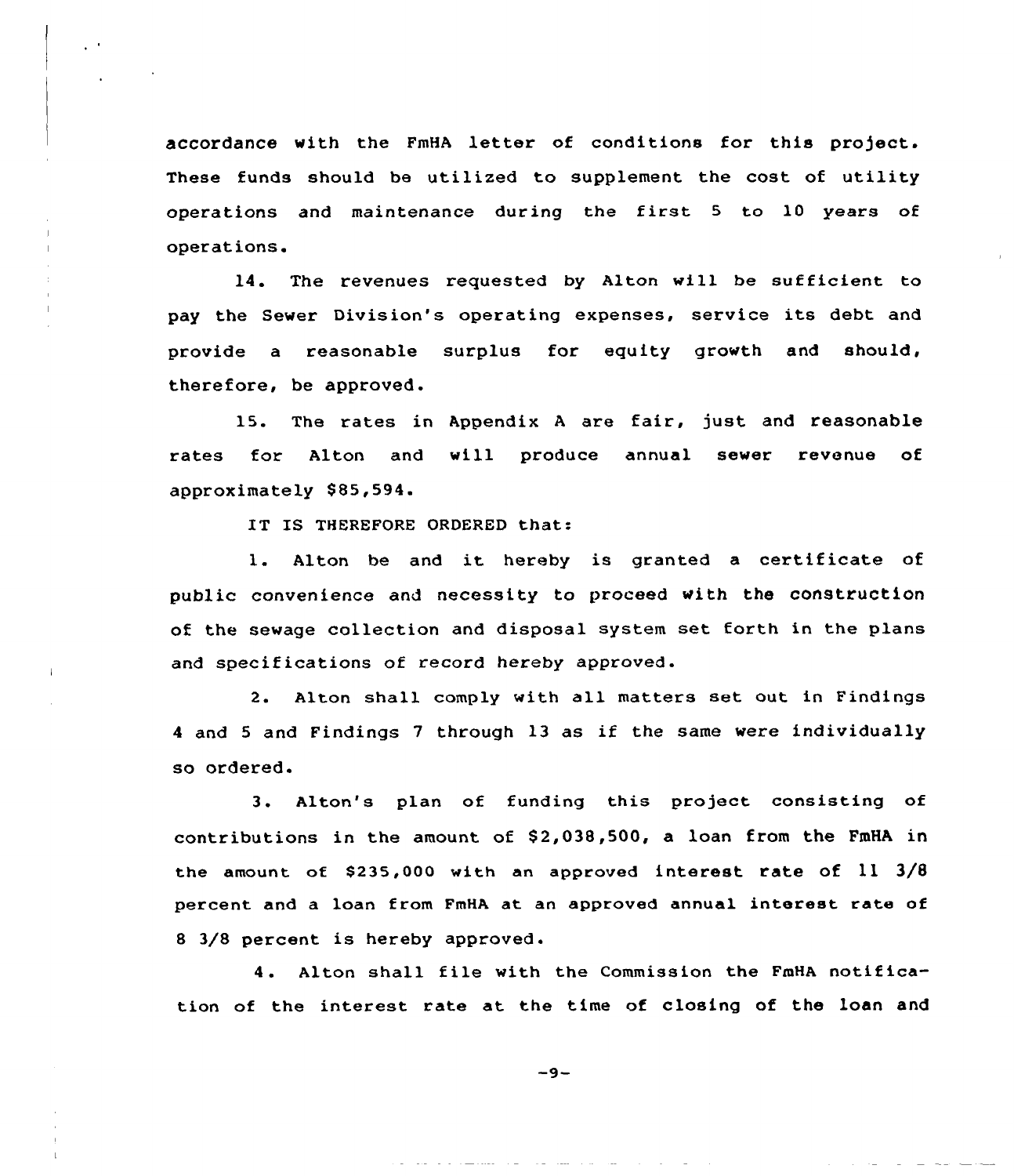accordance with the FmHA letter of conditions for this project. These funds should be utilized to supplement the cost of utility operations and maintenance during the first 5 to 10 years of operations.

14. The revenues requested by Alton will be sufficient to pay the Sewer Division's operating expenses, service its debt and provide a reasonable surplus for equity growth and should, therefore, be approved.

15. The rates in Appendix A are fair, just and reasonable rates for Alton and will produce annual sewer revenue of approximately $85,594.

IT IS THEREFORE ORDERED that:

1. Alton be and it hereby is granted a certificate of public convenience and necessity to proceed with the construction of the sewage collection and disposal system set forth in the plans and specifications of record hereby approved.

2. Alton shall comply with all matters set out in Findings 4 and 5 and Findings 7 through 13 as if the same were individually so ordered.

3. Alton's plan of funding this project consisting of contributions in the amount of $2,038,500, a loan from the FmHA in the amount of $235,000 with an approved interest rate of 11 3/8 percent and a loan from FmHA at an approved annual interest rate of 8 3/8 percent is hereby approved.

4. Alton shall file with the Commission the FmHA notification of the interest rate at the time of closing of the loan and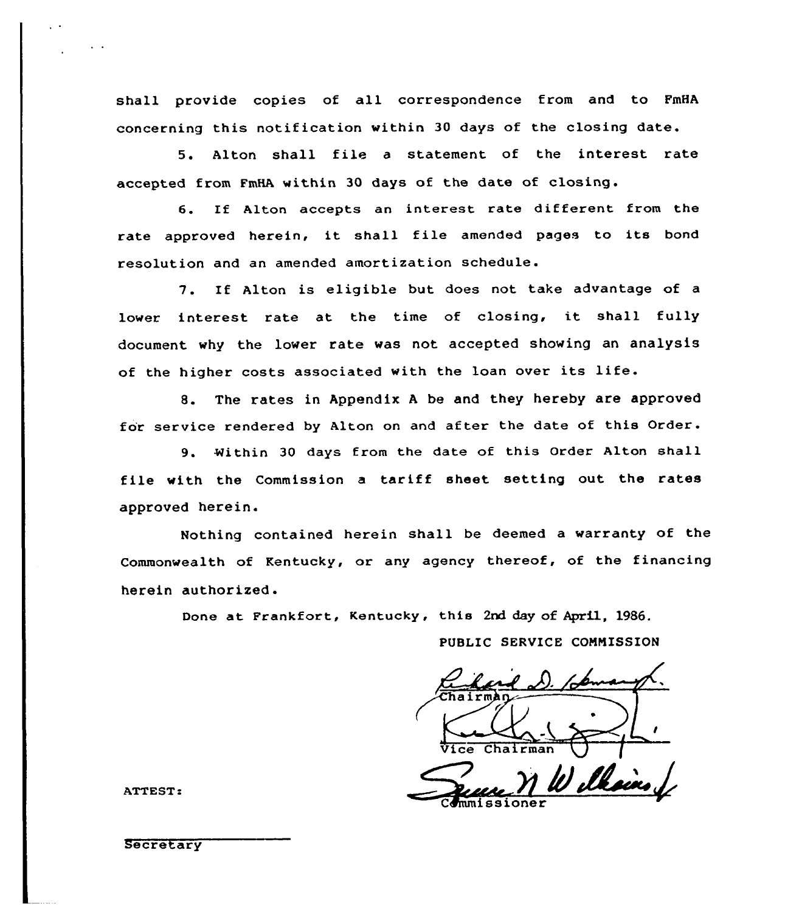shall provide copies of all correspondence from and to FmHA concerning this notification within 30 days of the closing date.

5. Alton shall file a statement of the interest rate accepted from FmHA within 30 days of the date of closing.

6. If Alton accepts an interest rate different from the rate approved herein, it shall file amended pages to its bond resolution and an amended amortization schedule.

7. If Alton is eligible but does not take advantage of a lower interest rate at the time of closing, it shall fully document why the lower rate was not accepted showing an analysis of the higher costs associated with the loan over its life.

8. The rates in Appendix A be and they hereby are approved for service rendered by Alton on and after the date of this Order.

9. Within 30 days from the date of this Order Alton shall file with the Commission a tariff sheet setting out the rates approved herein.

Nothing contained herein shall be deemed a warranty of the Commonwealth of Kentucky, or any agency thereof, of the financing herein authorized.

Done at Frankfort, Kentucky, this 2nd day of April, 1986.

PUBLIC SERVICE COMMISSION

Chairman

Vice Chairman

Commissioner

ATTEST:

Secretary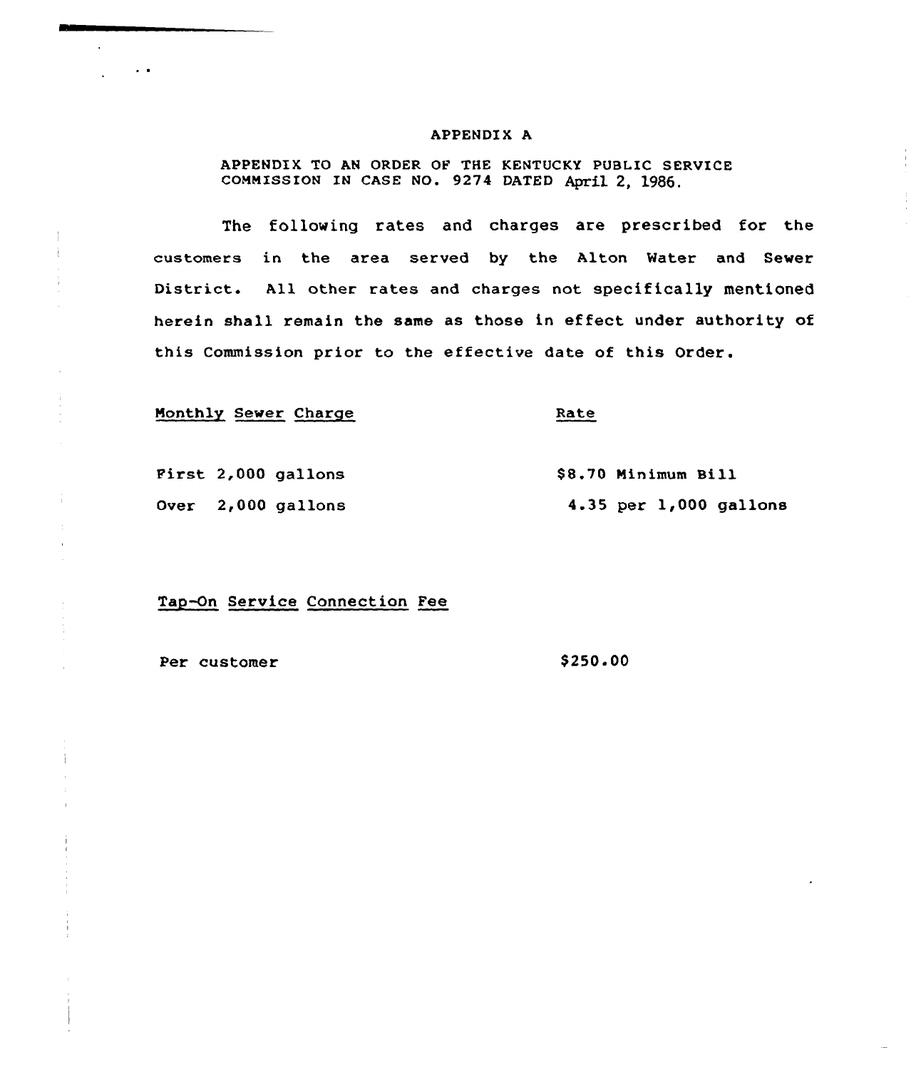# APPENDIX A

APPENDIX TO AN ORDER OF THE KENTUCKY PUBLIC SERVICE COMMISSION IN CASE NO. 9274 DATED April 2, 1986.

The following rates and charges are prescribed for the customers in the area served by the Alton Water and Sewer District. All other rates and charges not specifically mentioned herein shall remain the same as those in effect under authority of this Commission prior to the effective date of this Order.

| Monthly Sewer Charge | Rate |
|---|---|
| First 2,000 gallons | $8.70 Minimum Bill |
| Over 2,000 gallons | 4.35 per 1,000 gallons |

| Tap-On Service Connection Fee | |
|---|---|
| Per customer | $250.00 |